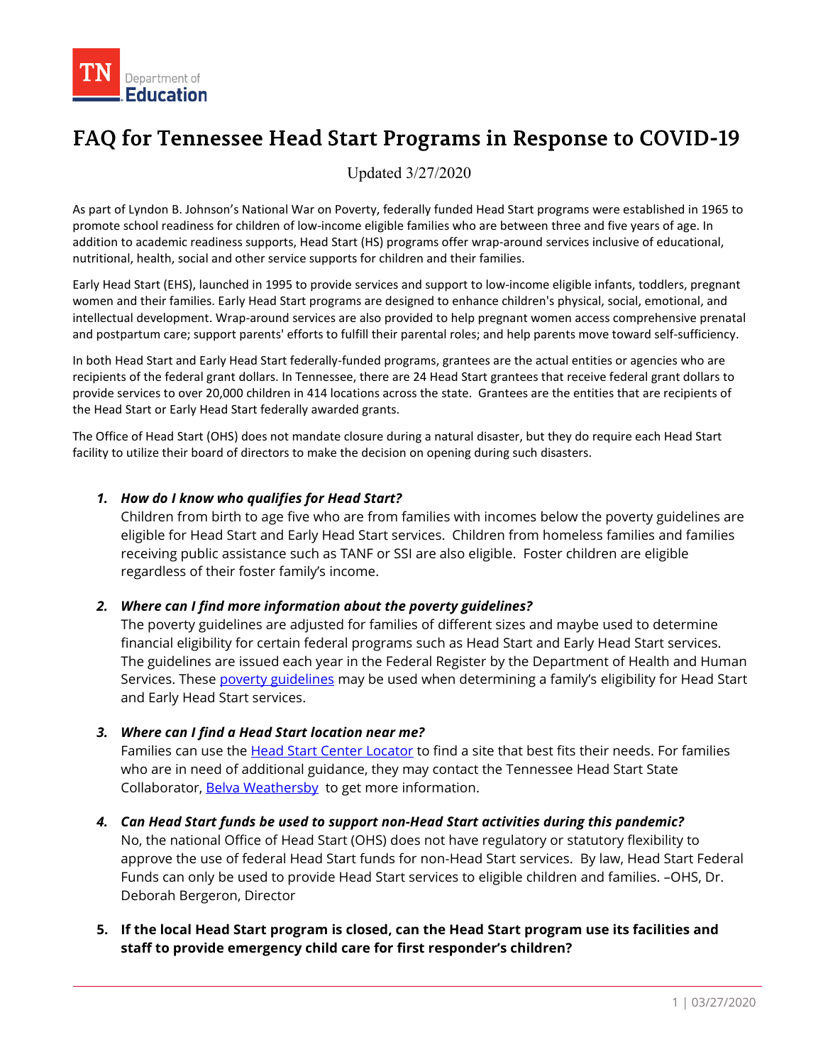TN Department of Education

# FAQ for Tennessee Head Start Programs in Response to COVID-19

Updated 3/27/2020

As part of Lyndon B. Johnson's National War on Poverty, federally funded Head Start programs were established in 1965 to promote school readiness for children of low-income eligible families who are between three and five years of age. In addition to academic readiness supports, Head Start (HS) programs offer wrap-around services inclusive of educational, nutritional, health, social and other service supports for children and their families.

Early Head Start (EHS), launched in 1995 to provide services and support to low-income eligible infants, toddlers, pregnant women and their families. Early Head Start programs are designed to enhance children's physical, social, emotional, and intellectual development. Wrap-around services are also provided to help pregnant women access comprehensive prenatal and postpartum care; support parents' efforts to fulfill their parental roles; and help parents move toward self-sufficiency.

In both Head Start and Early Head Start federally-funded programs, grantees are the actual entities or agencies who are recipients of the federal grant dollars. In Tennessee, there are 24 Head Start grantees that receive federal grant dollars to provide services to over 20,000 children in 414 locations across the state. Grantees are the entities that are recipients of the Head Start or Early Head Start federally awarded grants.

The Office of Head Start (OHS) does not mandate closure during a natural disaster, but they do require each Head Start facility to utilize their board of directors to make the decision on opening during such disasters.

1. ***How do I know who qualifies for Head Start?***
   Children from birth to age five who are from families with incomes below the poverty guidelines are eligible for Head Start and Early Head Start services. Children from homeless families and families receiving public assistance such as TANF or SSI are also eligible. Foster children are eligible regardless of their foster family's income.

2. ***Where can I find more information about the poverty guidelines?***
   The poverty guidelines are adjusted for families of different sizes and maybe used to determine financial eligibility for certain federal programs such as Head Start and Early Head Start services. The guidelines are issued each year in the Federal Register by the Department of Health and Human Services. These poverty guidelines may be used when determining a family's eligibility for Head Start and Early Head Start services.

3. ***Where can I find a Head Start location near me?***
   Families can use the Head Start Center Locator to find a site that best fits their needs. For families who are in need of additional guidance, they may contact the Tennessee Head Start State Collaborator, Belva Weathersby to get more information.

4. ***Can Head Start funds be used to support non-Head Start activities during this pandemic?***
   No, the national Office of Head Start (OHS) does not have regulatory or statutory flexibility to approve the use of federal Head Start funds for non-Head Start services. By law, Head Start Federal Funds can only be used to provide Head Start services to eligible children and families. –OHS, Dr. Deborah Bergeron, Director

5. **If the local Head Start program is closed, can the Head Start program use its facilities and staff to provide emergency child care for first responder's children?**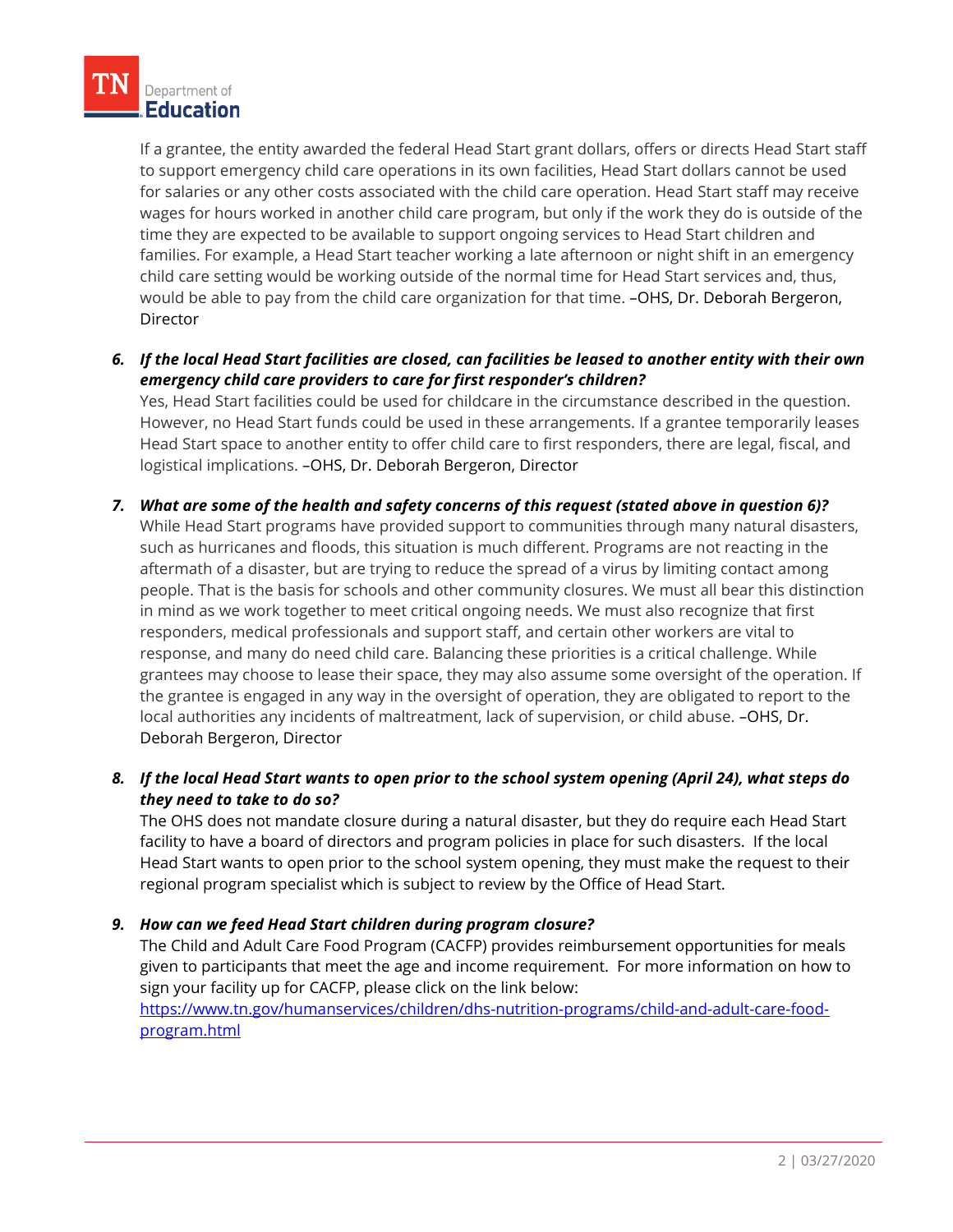If a grantee, the entity awarded the federal Head Start grant dollars, offers or directs Head Start staff to support emergency child care operations in its own facilities, Head Start dollars cannot be used for salaries or any other costs associated with the child care operation. Head Start staff may receive wages for hours worked in another child care program, but only if the work they do is outside of the time they are expected to be available to support ongoing services to Head Start children and families. For example, a Head Start teacher working a late afternoon or night shift in an emergency child care setting would be working outside of the normal time for Head Start services and, thus, would be able to pay from the child care organization for that time. –OHS, Dr. Deborah Bergeron, Director

6. ***If the local Head Start facilities are closed, can facilities be leased to another entity with their own emergency child care providers to care for first responder's children?***
   Yes, Head Start facilities could be used for childcare in the circumstance described in the question. However, no Head Start funds could be used in these arrangements. If a grantee temporarily leases Head Start space to another entity to offer child care to first responders, there are legal, fiscal, and logistical implications. –OHS, Dr. Deborah Bergeron, Director

7. ***What are some of the health and safety concerns of this request (stated above in question 6)?***
   While Head Start programs have provided support to communities through many natural disasters, such as hurricanes and floods, this situation is much different. Programs are not reacting in the aftermath of a disaster, but are trying to reduce the spread of a virus by limiting contact among people. That is the basis for schools and other community closures. We must all bear this distinction in mind as we work together to meet critical ongoing needs. We must also recognize that first responders, medical professionals and support staff, and certain other workers are vital to response, and many do need child care. Balancing these priorities is a critical challenge. While grantees may choose to lease their space, they may also assume some oversight of the operation. If the grantee is engaged in any way in the oversight of operation, they are obligated to report to the local authorities any incidents of maltreatment, lack of supervision, or child abuse. –OHS, Dr. Deborah Bergeron, Director

8. ***If the local Head Start wants to open prior to the school system opening (April 24), what steps do they need to take to do so?***
   The OHS does not mandate closure during a natural disaster, but they do require each Head Start facility to have a board of directors and program policies in place for such disasters. If the local Head Start wants to open prior to the school system opening, they must make the request to their regional program specialist which is subject to review by the Office of Head Start.

9. ***How can we feed Head Start children during program closure?***
   The Child and Adult Care Food Program (CACFP) provides reimbursement opportunities for meals given to participants that meet the age and income requirement. For more information on how to sign your facility up for CACFP, please click on the link below:
   [https://www.tn.gov/humanservices/children/dhs-nutrition-programs/child-and-adult-care-food-program.html](https://www.tn.gov/humanservices/children/dhs-nutrition-programs/child-and-adult-care-food-program.html)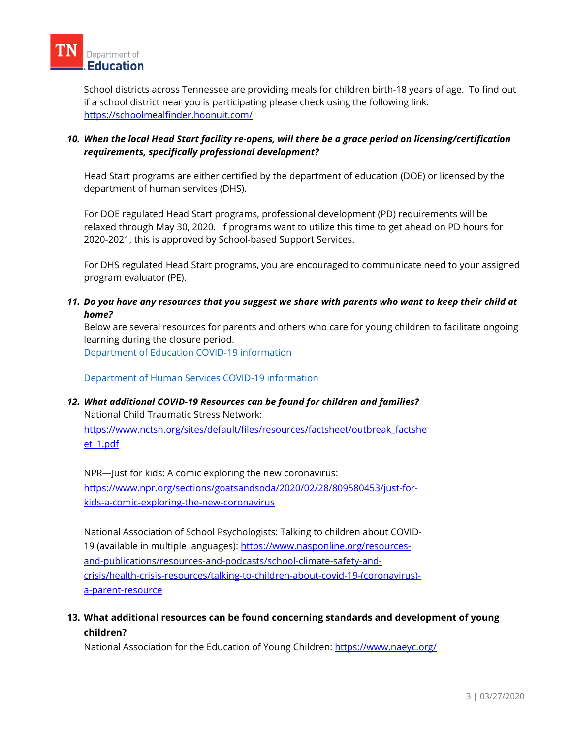School districts across Tennessee are providing meals for children birth-18 years of age. To find out if a school district near you is participating please check using the following link: https://schoolmealfinder.hoonuit.com/

10. ***When the local Head Start facility re-opens, will there be a grace period on licensing/certification requirements, specifically professional development?***

    Head Start programs are either certified by the department of education (DOE) or licensed by the department of human services (DHS).

    For DOE regulated Head Start programs, professional development (PD) requirements will be relaxed through May 30, 2020. If programs want to utilize this time to get ahead on PD hours for 2020-2021, this is approved by School-based Support Services.

    For DHS regulated Head Start programs, you are encouraged to communicate need to your assigned program evaluator (PE).

11. ***Do you have any resources that you suggest we share with parents who want to keep their child at home?***

    Below are several resources for parents and others who care for young children to facilitate ongoing learning during the closure period.

    Department of Education COVID-19 information

    Department of Human Services COVID-19 information

12. ***What additional COVID-19 Resources can be found for children and families?***

    National Child Traumatic Stress Network:
    https://www.nctsn.org/sites/default/files/resources/factsheet/outbreak_factsheet_1.pdf

    NPR—Just for kids: A comic exploring the new coronavirus:
    https://www.npr.org/sections/goatsandsoda/2020/02/28/809580453/just-for-kids-a-comic-exploring-the-new-coronavirus

    National Association of School Psychologists: Talking to children about COVID-19 (available in multiple languages): https://www.nasponline.org/resources-and-publications/resources-and-podcasts/school-climate-safety-and-crisis/health-crisis-resources/talking-to-children-about-covid-19-(coronavirus)-a-parent-resource

13. **What additional resources can be found concerning standards and development of young children?**

    National Association for the Education of Young Children: https://www.naeyc.org/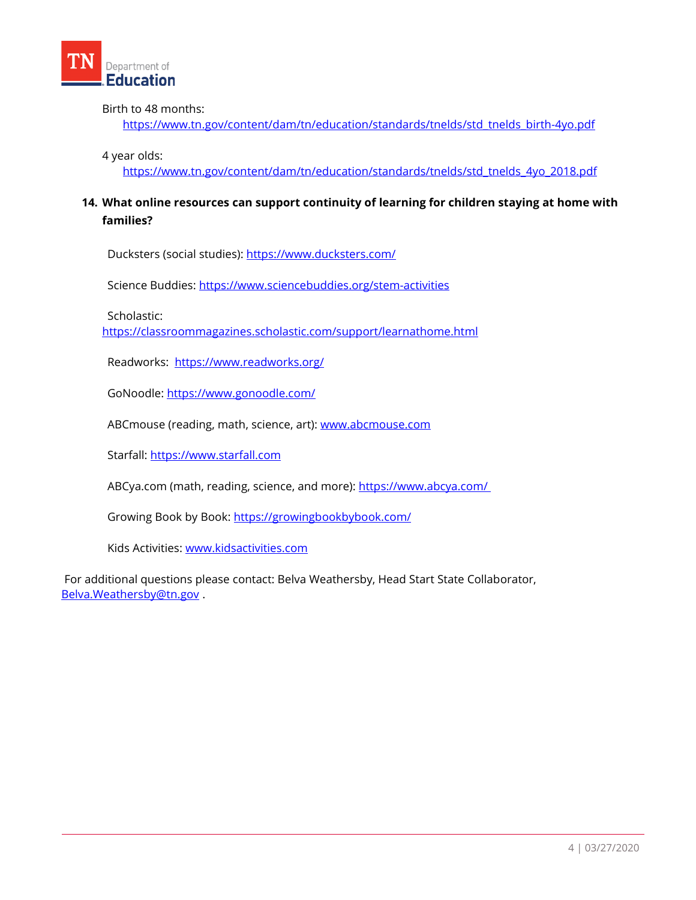Birth to 48 months:
https://www.tn.gov/content/dam/tn/education/standards/tnelds/std_tnelds_birth-4yo.pdf

4 year olds:
https://www.tn.gov/content/dam/tn/education/standards/tnelds/std_tnelds_4yo_2018.pdf

**14. What online resources can support continuity of learning for children staying at home with families?**

Ducksters (social studies): https://www.ducksters.com/

Science Buddies: https://www.sciencebuddies.org/stem-activities

Scholastic:
https://classroommagazines.scholastic.com/support/learnathome.html

Readworks: https://www.readworks.org/

GoNoodle: https://www.gonoodle.com/

ABCmouse (reading, math, science, art): www.abcmouse.com

Starfall: https://www.starfall.com

ABCya.com (math, reading, science, and more): https://www.abcya.com/

Growing Book by Book: https://growingbookbybook.com/

Kids Activities: www.kidsactivities.com

For additional questions please contact: Belva Weathersby, Head Start State Collaborator, Belva.Weathersby@tn.gov .